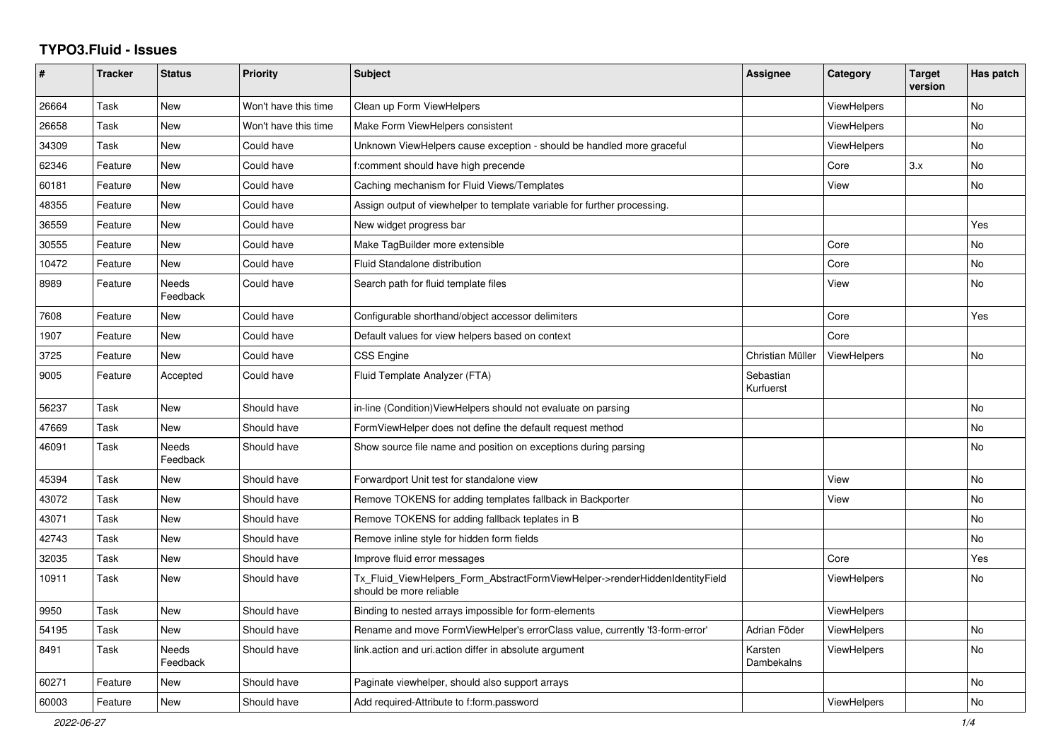# TYPO3.Fluid - Issues

| # | Tracker | Status | Priority | Subject | Assignee | Category | Target version | Has patch |
|---|---|---|---|---|---|---|---|---|
| 26664 | Task | New | Won't have this time | Clean up Form ViewHelpers | | ViewHelpers | | No |
| 26658 | Task | New | Won't have this time | Make Form ViewHelpers consistent | | ViewHelpers | | No |
| 34309 | Task | New | Could have | Unknown ViewHelpers cause exception - should be handled more graceful | | ViewHelpers | | No |
| 62346 | Feature | New | Could have | f:comment should have high precende | | Core | 3.x | No |
| 60181 | Feature | New | Could have | Caching mechanism for Fluid Views/Templates | | View | | No |
| 48355 | Feature | New | Could have | Assign output of viewhelper to template variable for further processing. | | | | |
| 36559 | Feature | New | Could have | New widget progress bar | | | | Yes |
| 30555 | Feature | New | Could have | Make TagBuilder more extensible | | Core | | No |
| 10472 | Feature | New | Could have | Fluid Standalone distribution | | Core | | No |
| 8989 | Feature | Needs Feedback | Could have | Search path for fluid template files | | View | | No |
| 7608 | Feature | New | Could have | Configurable shorthand/object accessor delimiters | | Core | | Yes |
| 1907 | Feature | New | Could have | Default values for view helpers based on context | | Core | | |
| 3725 | Feature | New | Could have | CSS Engine | Christian Müller | ViewHelpers | | No |
| 9005 | Feature | Accepted | Could have | Fluid Template Analyzer (FTA) | Sebastian Kurfuerst | | | |
| 56237 | Task | New | Should have | in-line (Condition)ViewHelpers should not evaluate on parsing | | | | No |
| 47669 | Task | New | Should have | FormViewHelper does not define the default request method | | | | No |
| 46091 | Task | Needs Feedback | Should have | Show source file name and position on exceptions during parsing | | | | No |
| 45394 | Task | New | Should have | Forwardport Unit test for standalone view | | View | | No |
| 43072 | Task | New | Should have | Remove TOKENS for adding templates fallback in Backporter | | View | | No |
| 43071 | Task | New | Should have | Remove TOKENS for adding fallback teplates in B | | | | No |
| 42743 | Task | New | Should have | Remove inline style for hidden form fields | | | | No |
| 32035 | Task | New | Should have | Improve fluid error messages | | Core | | Yes |
| 10911 | Task | New | Should have | Tx_Fluid_ViewHelpers_Form_AbstractFormViewHelper->renderHiddenIdentityField should be more reliable | | ViewHelpers | | No |
| 9950 | Task | New | Should have | Binding to nested arrays impossible for form-elements | | ViewHelpers | | |
| 54195 | Task | New | Should have | Rename and move FormViewHelper's errorClass value, currently 'f3-form-error' | Adrian Föder | ViewHelpers | | No |
| 8491 | Task | Needs Feedback | Should have | link.action and uri.action differ in absolute argument | Karsten Dambekalns | ViewHelpers | | No |
| 60271 | Feature | New | Should have | Paginate viewhelper, should also support arrays | | | | No |
| 60003 | Feature | New | Should have | Add required-Attribute to f:form.password | | ViewHelpers | | No |

2022-06-27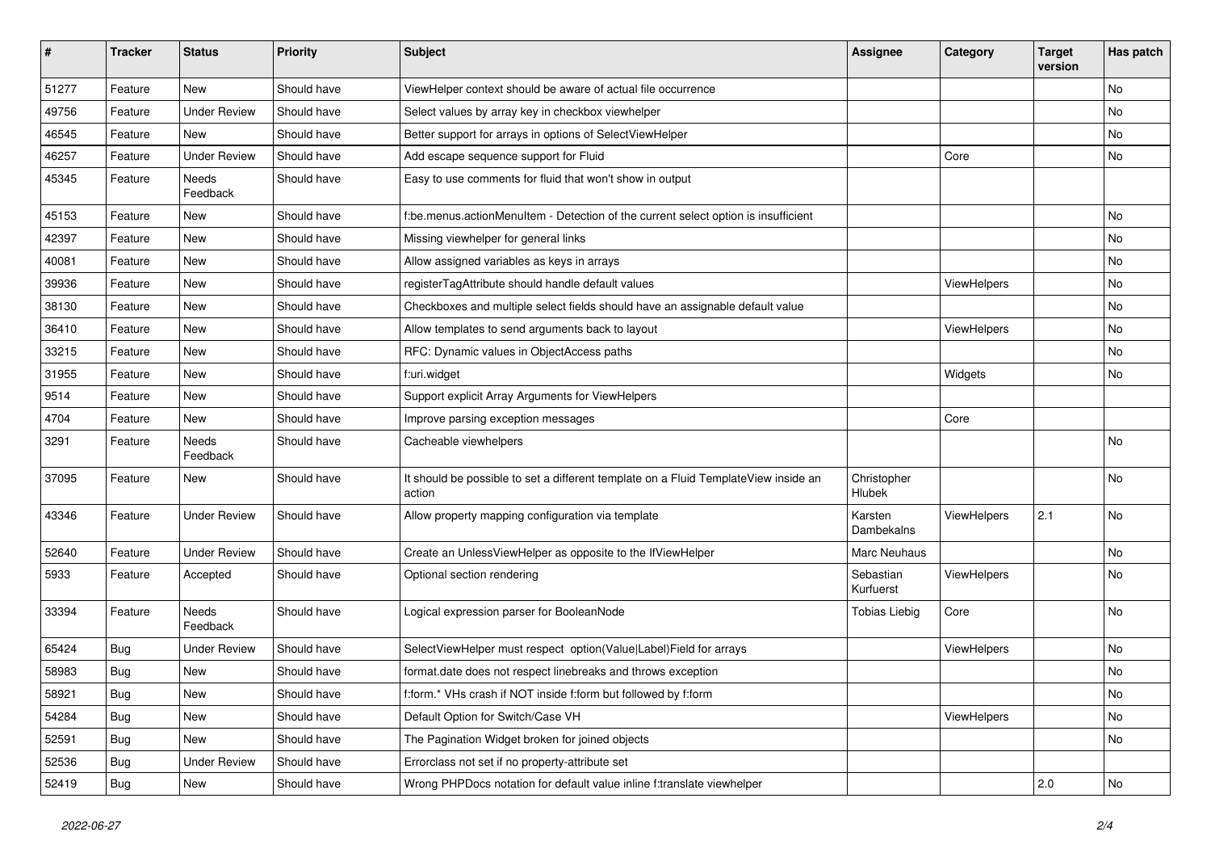| # | Tracker | Status | Priority | Subject | Assignee | Category | Target version | Has patch |
|---|---|---|---|---|---|---|---|---|
| 51277 | Feature | New | Should have | ViewHelper context should be aware of actual file occurrence | | | | No |
| 49756 | Feature | Under Review | Should have | Select values by array key in checkbox viewhelper | | | | No |
| 46545 | Feature | New | Should have | Better support for arrays in options of SelectViewHelper | | | | No |
| 46257 | Feature | Under Review | Should have | Add escape sequence support for Fluid | | Core | | No |
| 45345 | Feature | Needs Feedback | Should have | Easy to use comments for fluid that won't show in output | | | | |
| 45153 | Feature | New | Should have | f:be.menus.actionMenuItem - Detection of the current select option is insufficient | | | | No |
| 42397 | Feature | New | Should have | Missing viewhelper for general links | | | | No |
| 40081 | Feature | New | Should have | Allow assigned variables as keys in arrays | | | | No |
| 39936 | Feature | New | Should have | registerTagAttribute should handle default values | | ViewHelpers | | No |
| 38130 | Feature | New | Should have | Checkboxes and multiple select fields should have an assignable default value | | | | No |
| 36410 | Feature | New | Should have | Allow templates to send arguments back to layout | | ViewHelpers | | No |
| 33215 | Feature | New | Should have | RFC: Dynamic values in ObjectAccess paths | | | | No |
| 31955 | Feature | New | Should have | f:uri.widget | | Widgets | | No |
| 9514 | Feature | New | Should have | Support explicit Array Arguments for ViewHelpers | | | | |
| 4704 | Feature | New | Should have | Improve parsing exception messages | | Core | | |
| 3291 | Feature | Needs Feedback | Should have | Cacheable viewhelpers | | | | No |
| 37095 | Feature | New | Should have | It should be possible to set a different template on a Fluid TemplateView inside an action | Christopher Hlubek | | | No |
| 43346 | Feature | Under Review | Should have | Allow property mapping configuration via template | Karsten Dambekalns | ViewHelpers | 2.1 | No |
| 52640 | Feature | Under Review | Should have | Create an UnlessViewHelper as opposite to the IfViewHelper | Marc Neuhaus | | | No |
| 5933 | Feature | Accepted | Should have | Optional section rendering | Sebastian Kurfuerst | ViewHelpers | | No |
| 33394 | Feature | Needs Feedback | Should have | Logical expression parser for BooleanNode | Tobias Liebig | Core | | No |
| 65424 | Bug | Under Review | Should have | SelectViewHelper must respect option(Value\|Label)Field for arrays | | ViewHelpers | | No |
| 58983 | Bug | New | Should have | format.date does not respect linebreaks and throws exception | | | | No |
| 58921 | Bug | New | Should have | f:form.* VHs crash if NOT inside f:form but followed by f:form | | | | No |
| 54284 | Bug | New | Should have | Default Option for Switch/Case VH | | ViewHelpers | | No |
| 52591 | Bug | New | Should have | The Pagination Widget broken for joined objects | | | | No |
| 52536 | Bug | Under Review | Should have | Errorclass not set if no property-attribute set | | | | |
| 52419 | Bug | New | Should have | Wrong PHPDocs notation for default value inline f:translate viewhelper | | | 2.0 | No |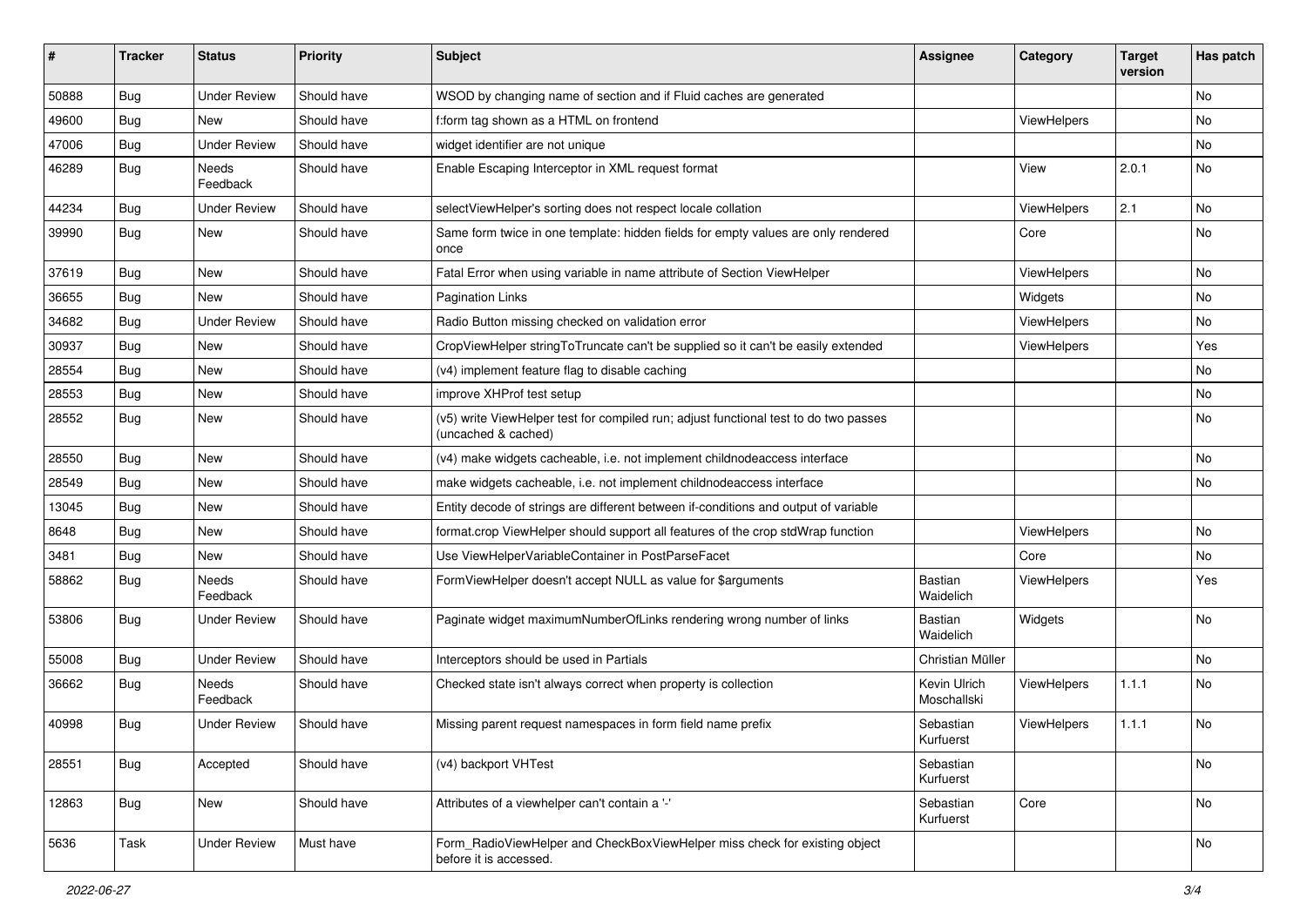| # | Tracker | Status | Priority | Subject | Assignee | Category | Target version | Has patch |
|---|---|---|---|---|---|---|---|---|
| 50888 | Bug | Under Review | Should have | WSOD by changing name of section and if Fluid caches are generated | | | | No |
| 49600 | Bug | New | Should have | f:form tag shown as a HTML on frontend | | ViewHelpers | | No |
| 47006 | Bug | Under Review | Should have | widget identifier are not unique | | | | No |
| 46289 | Bug | Needs Feedback | Should have | Enable Escaping Interceptor in XML request format | | View | 2.0.1 | No |
| 44234 | Bug | Under Review | Should have | selectViewHelper's sorting does not respect locale collation | | ViewHelpers | 2.1 | No |
| 39990 | Bug | New | Should have | Same form twice in one template: hidden fields for empty values are only rendered once | | Core | | No |
| 37619 | Bug | New | Should have | Fatal Error when using variable in name attribute of Section ViewHelper | | ViewHelpers | | No |
| 36655 | Bug | New | Should have | Pagination Links | | Widgets | | No |
| 34682 | Bug | Under Review | Should have | Radio Button missing checked on validation error | | ViewHelpers | | No |
| 30937 | Bug | New | Should have | CropViewHelper stringToTruncate can't be supplied so it can't be easily extended | | ViewHelpers | | Yes |
| 28554 | Bug | New | Should have | (v4) implement feature flag to disable caching | | | | No |
| 28553 | Bug | New | Should have | improve XHProf test setup | | | | No |
| 28552 | Bug | New | Should have | (v5) write ViewHelper test for compiled run; adjust functional test to do two passes (uncached & cached) | | | | No |
| 28550 | Bug | New | Should have | (v4) make widgets cacheable, i.e. not implement childnodeaccess interface | | | | No |
| 28549 | Bug | New | Should have | make widgets cacheable, i.e. not implement childnodeaccess interface | | | | No |
| 13045 | Bug | New | Should have | Entity decode of strings are different between if-conditions and output of variable | | | | |
| 8648 | Bug | New | Should have | format.crop ViewHelper should support all features of the crop stdWrap function | | ViewHelpers | | No |
| 3481 | Bug | New | Should have | Use ViewHelperVariableContainer in PostParseFacet | | Core | | No |
| 58862 | Bug | Needs Feedback | Should have | FormViewHelper doesn't accept NULL as value for $arguments | Bastian Waidelich | ViewHelpers | | Yes |
| 53806 | Bug | Under Review | Should have | Paginate widget maximumNumberOfLinks rendering wrong number of links | Bastian Waidelich | Widgets | | No |
| 55008 | Bug | Under Review | Should have | Interceptors should be used in Partials | Christian Müller | | | No |
| 36662 | Bug | Needs Feedback | Should have | Checked state isn't always correct when property is collection | Kevin Ulrich Moschallski | ViewHelpers | 1.1.1 | No |
| 40998 | Bug | Under Review | Should have | Missing parent request namespaces in form field name prefix | Sebastian Kurfuerst | ViewHelpers | 1.1.1 | No |
| 28551 | Bug | Accepted | Should have | (v4) backport VHTest | Sebastian Kurfuerst | | | No |
| 12863 | Bug | New | Should have | Attributes of a viewhelper can't contain a '-' | Sebastian Kurfuerst | Core | | No |
| 5636 | Task | Under Review | Must have | Form_RadioViewHelper and CheckBoxViewHelper miss check for existing object before it is accessed. | | | | No |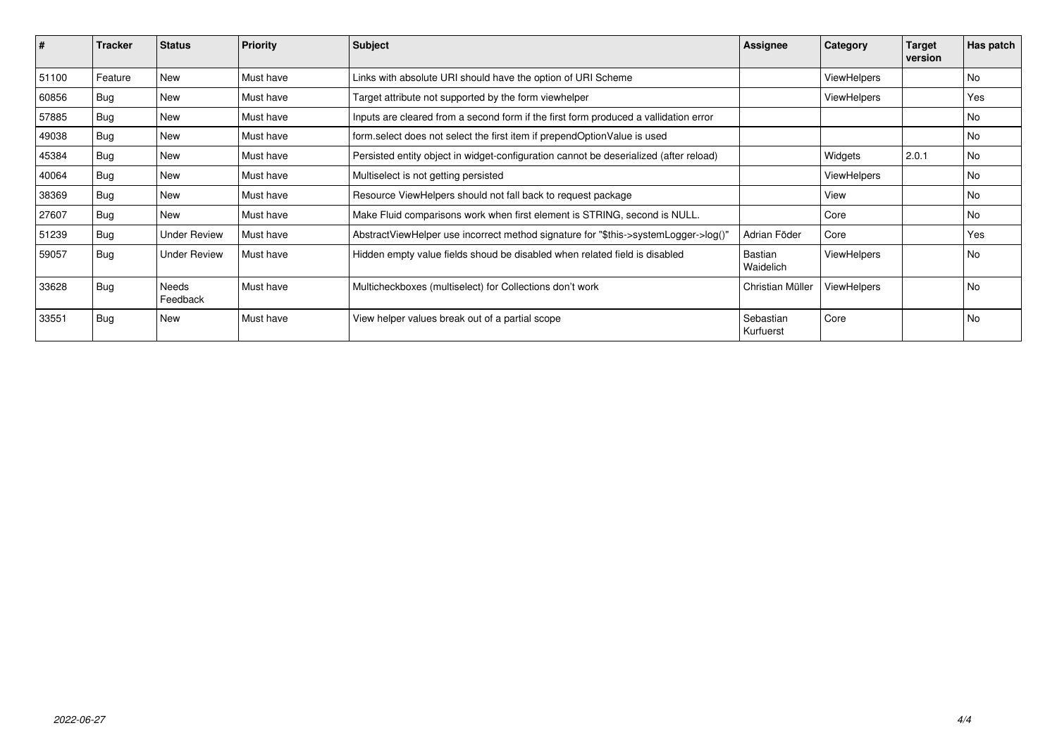| # | Tracker | Status | Priority | Subject | Assignee | Category | Target version | Has patch |
|---|---|---|---|---|---|---|---|---|
| 51100 | Feature | New | Must have | Links with absolute URI should have the option of URI Scheme | | ViewHelpers | | No |
| 60856 | Bug | New | Must have | Target attribute not supported by the form viewhelper | | ViewHelpers | | Yes |
| 57885 | Bug | New | Must have | Inputs are cleared from a second form if the first form produced a vallidation error | | | | No |
| 49038 | Bug | New | Must have | form.select does not select the first item if prependOptionValue is used | | | | No |
| 45384 | Bug | New | Must have | Persisted entity object in widget-configuration cannot be deserialized (after reload) | | Widgets | 2.0.1 | No |
| 40064 | Bug | New | Must have | Multiselect is not getting persisted | | ViewHelpers | | No |
| 38369 | Bug | New | Must have | Resource ViewHelpers should not fall back to request package | | View | | No |
| 27607 | Bug | New | Must have | Make Fluid comparisons work when first element is STRING, second is NULL. | | Core | | No |
| 51239 | Bug | Under Review | Must have | AbstractViewHelper use incorrect method signature for "$this->systemLogger->log()" | Adrian Föder | Core | | Yes |
| 59057 | Bug | Under Review | Must have | Hidden empty value fields shoud be disabled when related field is disabled | Bastian Waidelich | ViewHelpers | | No |
| 33628 | Bug | Needs Feedback | Must have | Multicheckboxes (multiselect) for Collections don't work | Christian Müller | ViewHelpers | | No |
| 33551 | Bug | New | Must have | View helper values break out of a partial scope | Sebastian Kurfuerst | Core | | No |

*2022-06-27*